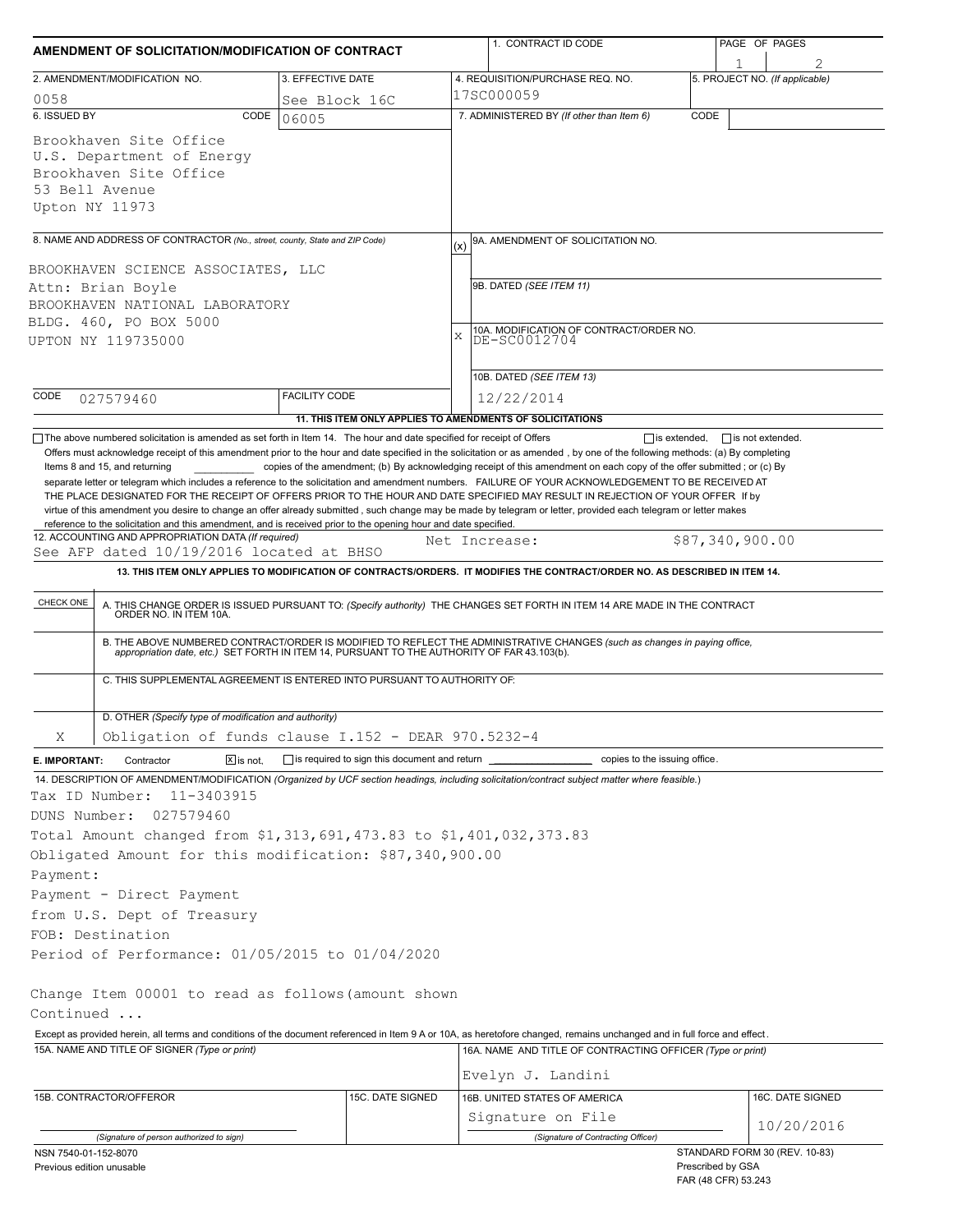# AMENDMENT OF SOLICITATION/MODIFICATION OF CONTRACT

| 1. CONTRACT ID CODE | PAGE OF PAGES |
|---|---|
| | 1 \| 2 |

| 2. AMENDMENT/MODIFICATION NO. | 3. EFFECTIVE DATE | 4. REQUISITION/PURCHASE REQ. NO. | 5. PROJECT NO. (If applicable) |
|---|---|---|---|
| 0058 | See Block 16C | 17SC000059 | |

**6. ISSUED BY** CODE 06005

Brookhaven Site Office
U.S. Department of Energy
Brookhaven Site Office
53 Bell Avenue
Upton NY 11973

**7. ADMINISTERED BY** (If other than Item 6) CODE

**8. NAME AND ADDRESS OF CONTRACTOR** (No., street, county, State and ZIP Code)

BROOKHAVEN SCIENCE ASSOCIATES, LLC
Attn: Brian Boyle
BROOKHAVEN NATIONAL LABORATORY
BLDG. 460, PO BOX 5000
UPTON NY 119735000

CODE 027579460 FACILITY CODE

(x) 9A. AMENDMENT OF SOLICITATION NO.

9B. DATED (SEE ITEM 11)

X 10A. MODIFICATION OF CONTRACT/ORDER NO. DE-SC0012704

10B. DATED (SEE ITEM 13) 12/22/2014

**11. THIS ITEM ONLY APPLIES TO AMENDMENTS OF SOLICITATIONS**

☐ The above numbered solicitation is amended as set forth in Item 14. The hour and date specified for receipt of Offers ☐ is extended, ☐ is not extended.

Offers must acknowledge receipt of this amendment prior to the hour and date specified in the solicitation or as amended , by one of the following methods: (a) By completing Items 8 and 15, and returning \_\_\_\_\_\_\_\_\_\_ copies of the amendment; (b) By acknowledging receipt of this amendment on each copy of the offer submitted ; or (c) By separate letter or telegram which includes a reference to the solicitation and amendment numbers. FAILURE OF YOUR ACKNOWLEDGEMENT TO BE RECEIVED AT THE PLACE DESIGNATED FOR THE RECEIPT OF OFFERS PRIOR TO THE HOUR AND DATE SPECIFIED MAY RESULT IN REJECTION OF YOUR OFFER If by virtue of this amendment you desire to change an offer already submitted , such change may be made by telegram or letter, provided each telegram or letter makes reference to the solicitation and this amendment, and is received prior to the opening hour and date specified.

**12. ACCOUNTING AND APPROPRIATION DATA** (If required)
See AFP dated 10/19/2016 located at BHSO    Net Increase: $87,340,900.00

**13. THIS ITEM ONLY APPLIES TO MODIFICATION OF CONTRACTS/ORDERS. IT MODIFIES THE CONTRACT/ORDER NO. AS DESCRIBED IN ITEM 14.**

| CHECK ONE | |
|---|---|
| | A. THIS CHANGE ORDER IS ISSUED PURSUANT TO: (Specify authority) THE CHANGES SET FORTH IN ITEM 14 ARE MADE IN THE CONTRACT ORDER NO. IN ITEM 10A. |
| | B. THE ABOVE NUMBERED CONTRACT/ORDER IS MODIFIED TO REFLECT THE ADMINISTRATIVE CHANGES (such as changes in paying office, appropriation date, etc.) SET FORTH IN ITEM 14, PURSUANT TO THE AUTHORITY OF FAR 43.103(b). |
| | C. THIS SUPPLEMENTAL AGREEMENT IS ENTERED INTO PURSUANT TO AUTHORITY OF: |
| X | D. OTHER (Specify type of modification and authority) Obligation of funds clause I.152 - DEAR 970.5232-4 |

**E. IMPORTANT:** Contractor ☒ is not, ☐ is required to sign this document and return \_\_\_\_\_\_\_\_\_\_ copies to the issuing office.

**14. DESCRIPTION OF AMENDMENT/MODIFICATION** (Organized by UCF section headings, including solicitation/contract subject matter where feasible.)

Tax ID Number: 11-3403915
DUNS Number: 027579460
Total Amount changed from $1,313,691,473.83 to $1,401,032,373.83
Obligated Amount for this modification: $87,340,900.00
Payment:
Payment - Direct Payment
from U.S. Dept of Treasury
FOB: Destination
Period of Performance: 01/05/2015 to 01/04/2020

Change Item 00001 to read as follows(amount shown
Continued ...

Except as provided herein, all terms and conditions of the document referenced in Item 9 A or 10A, as heretofore changed, remains unchanged and in full force and effect.

| 15A. NAME AND TITLE OF SIGNER (Type or print) | | 16A. NAME AND TITLE OF CONTRACTING OFFICER (Type or print) | |
|---|---|---|---|
| | | Evelyn J. Landini | |
| 15B. CONTRACTOR/OFFEROR | 15C. DATE SIGNED | 16B. UNITED STATES OF AMERICA | 16C. DATE SIGNED |
| (Signature of person authorized to sign) | | Signature on File (Signature of Contracting Officer) | 10/20/2016 |

NSN 7540-01-152-8070
Previous edition unusable

STANDARD FORM 30 (REV. 10-83)
Prescribed by GSA
FAR (48 CFR) 53.243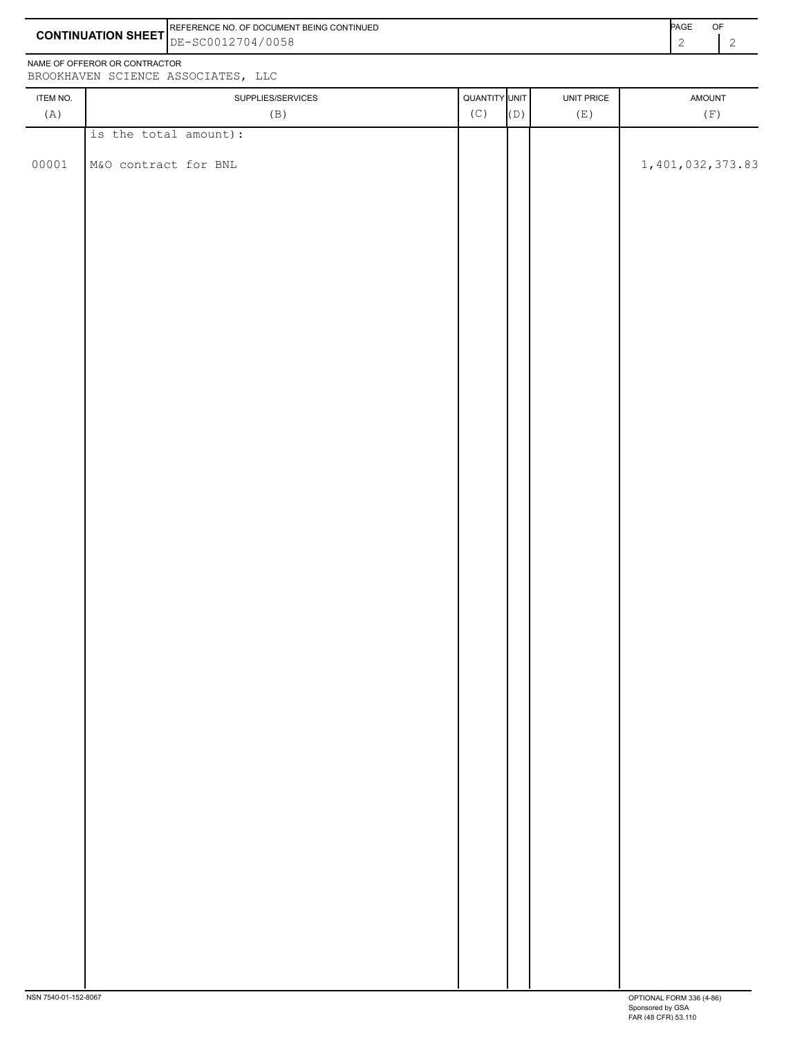**CONTINUATION SHEET**

REFERENCE NO. OF DOCUMENT BEING CONTINUED: DE-SC0012704/0058

NAME OF OFFEROR OR CONTRACTOR: BROOKHAVEN SCIENCE ASSOCIATES, LLC

| ITEM NO. (A) | SUPPLIES/SERVICES (B) | QUANTITY (C) | UNIT (D) | UNIT PRICE (E) | AMOUNT (F) |
|---|---|---|---|---|---|
| | is the total amount): | | | | |
| 00001 | M&O contract for BNL | | | | 1,401,032,373.83 |

NSN 7540-01-152-8067

OPTIONAL FORM 336 (4-86)
Sponsored by GSA
FAR (48 CFR) 53.110